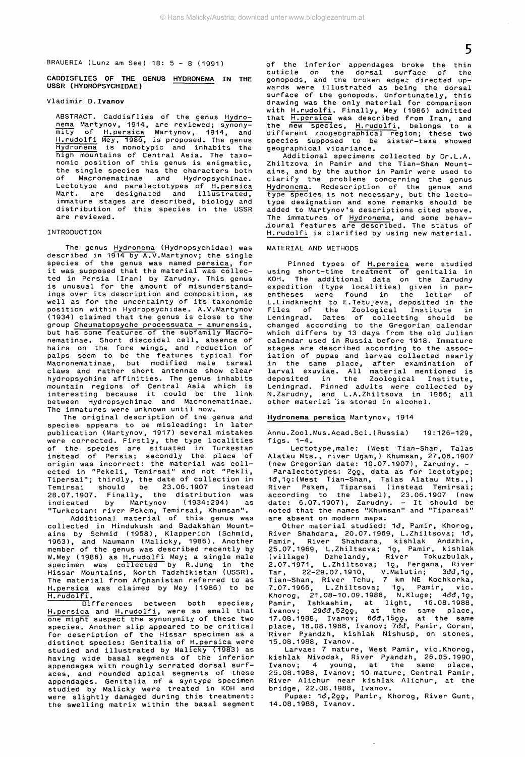BRAUERIA (Lunz am See) 18: 5 - 8 (1991)

# CADDISFLIES OF THE GENUS HYDRONEMA IN THE USSR (HYDROPSYCHIDAE)

Vladimir D. **Ivanov**

ABSTRACT. Caddisflies of the genus Hydronema Martynov, 1914, are reviewed; synonymity of H.persica Martynov, 1914, and H.rudolfi Mey, 1986, is proposed. The genus Hydronema is monotypic and inhabits the high mountains of Central Asia. The taxonomic position of this genus is enigmatic, the single species has the characters both of Macronematinae and Hydropsychinae. Lectotype and paralectotypes of H.persica Mart. are designated and illustrated, immature stages are described, biology and distribution of this species in the USSR are reviewed.

## INTRODUCTION

The genus Hydronema (Hydropsychidae) was described in 1914 by A.V.Martynov; the single species of the genus was named persica, for it was supposed that the material was collected in Persia (Iran) by Zarudny. This genus is unusual for the amount of misunderstandings over its description and composition, as well as for the uncertainty of its taxonomic position within Hydropsychidae. A.V.Martynov (1934) claimed that the genus is close to the group Cheumatopsyche processuata - amurensis, but has some features of the subfamily Macronematinae. Short discoidal cell, absence of hairs on the fore wings, and reduction of palps seem to be the features typical for Macronematinae, but modified male tarsal claws and rather short antennae show clear hydropsychine affinities. The genus inhabits mountain regions of Central Asia which is interesting because it could be the link between Hydropsychinae and Macronematinae. The immatures were unknown until now.

The original description of the genus and species appears to be misleading: in later publication (Martynov, 1917) several mistakes were corrected. Firstly, the type localities of the species are situated in Turkestan instead of Persia; secondly the place of origin was incorrect: the material was collected in "Pekeli, Temirsai" and not "Pekli, Tipersai"; thirdly, the date of collection in Temirsai should be 23.06.1907 instead 28.07.1907. Finally, the distribution was indicated by Martynov (1934:294) as "Turkestan: river Pskem, Temirsai, Khumsan".

Additional material of this genus was collected in Hindukush and Badakshan Mountains by Schmid (1958), Klapperich (Schmid, 1963), and Naumann (Malicky, 1986). Another member of the genus was described recently by W.Mey (1986) as H.rudolfi Mey; a single male specimen was collected by R.Jung in the Hissar Mountains, North Tadzhikistan (USSR). The material from Afghanistan referred to as H.persica was claimed by Mey (1986) to be H.rudolfi.

Differences between both species, H.persica and H.rudolfi, were so small that one might suspect the synonymity of these two species. Another slip appeared to be critical for description of the Hissar specimen as a distinct species: Genitalia of H.persica were studied and illustrated by Malicky (1983) as having wide basal segments of the inferior appendages with roughly serrated dorsal surfaces, and rounded apical segments of these appendages. Genitalia of a syntype specimen studied by Malicky were treated in KOH and were slightly damaged during this treatment: the swelling matrix within the basal segment of the inferior appendages broke the thin cuticle on the dorsal surface of the gonopods, and the broken edges directed upwards were illustrated as being the dorsal surface of the gonopods. Unfortunately, this drawing was the only material for comparison with H.rudolfi. Finally, Mey (1986) admitted that H.persica was described from Iran, and the new species, H.rudolfi, belongs to a different zoogeographical region; these two species supposed to be sister-taxa showed geographical vicariance.

Additional specimens collected by Dr.L.A. Zhiltzova in Pamir and the Tian-Shan Mountains, and by the author in Pamir were used to clarify the problems concerning the genus Hydronema. Redescription of the genus and type species is not necessary, but the lectotype designation and some remarks should be added to Martynov's descriptions cited above. The immatures of Hydronema, and some behavioural features are described. The status of H.rudolfi is clarified by using new material.

## MATERIAL AND METHODS

Pinned types of H.persica were studied using short-time treatment of genitalia in KOH. The additional data on the Zarudny expedition (type localities) given in parentheses were found in the letter of L.Lindknecht to E.Tetujeva, deposited in the files of the Zoological Institute in Leningrad. Dates of collecting should be changed according to the Gregorian calendar which differs by 13 days from the old Julian calendar used in Russia before 1918. Immature stages are described according to the association of pupae and larvae collected nearly in the same place, after examination of larval exuviae. All material mentioned is deposited in the Zoological Institute, Leningrad. Pinned adults were collected by N.Zarudny, and L.A.Zhiltsova in 1966; all other material is stored in alcohol.

## Hydronema persica Martynov, 1914

Annu.Zool.Mus.Acad.Sci.(Russia) 19:126-129, figs. 1-4.

Lectotype,male: (West Tian-Shan, Talas Alatau Mts., river Ugam,) Khumsan, 27.06.1907 (new Gregorian date: 10.07.1907), Zarudny. - Paralectotypes: 2♀♀, data as for lectotype; 1♂,1♀:(West Tian-Shan, Talas Alatau Mts.,) River Pskem, Tiparsai (instead Temirsai; according to the label), 23.06.1907 (new date: 6.07.1907), Zarudny. - It should be noted that the names "Khumsan" and "Tiparsai" are absent on modern maps.

Other material studied: 1♂, Pamir, Khorog, River Shahdara, 20.07.1969, L.Zhiltsova; 1♂, Pamir, River Shahdara, kishlak Andzhin, 25.07.1969, L.Zhiltsova; 1♀, Pamir, kishlak (village) Dzhelandy, River Tokuzbulak, 2.07.1971, L.Zhiltsova; 1♀, Fergana, River Tar, 22-29.07.1910, V.Malutin; 3♂♂,1♀, Tian-Shan, River Tchu, 7 km NE Kochkorka, 7.07.1966, L.Zhiltsova; 1♀, Pamir, vic. Khorog, 21.08-10.09.1988, N.Kluge; 4♂♂,1♀, Pamir, Ishkashim, at light, 16.08.1988, Ivanov; 29♂♂,52♀♀, at the same place, 17.08.1988, Ivanov; 6♂♂,15♀♀, at the same place, 18.08.1988, Ivanov; 7♂♂, Pamir, Goran, River Pyandzh, kishlak Nishusp, on stones, 15.08.1988, Ivanov.

Larvae: 7 mature, West Pamir, vic.Khorog, kishlak Nivodak, River Pyandzh, 26.05.1990, Ivanov; 4 young, at the same place, 25.08.1988, Ivanov; 10 mature, Central Pamir, River Alichur near kishlak Alichur, at the bridge, 22.08.1988, Ivanov.

Pupae: 1♂,2♀♀, Pamir, Khorog, River Gunt, 14.08.1988, Ivanov.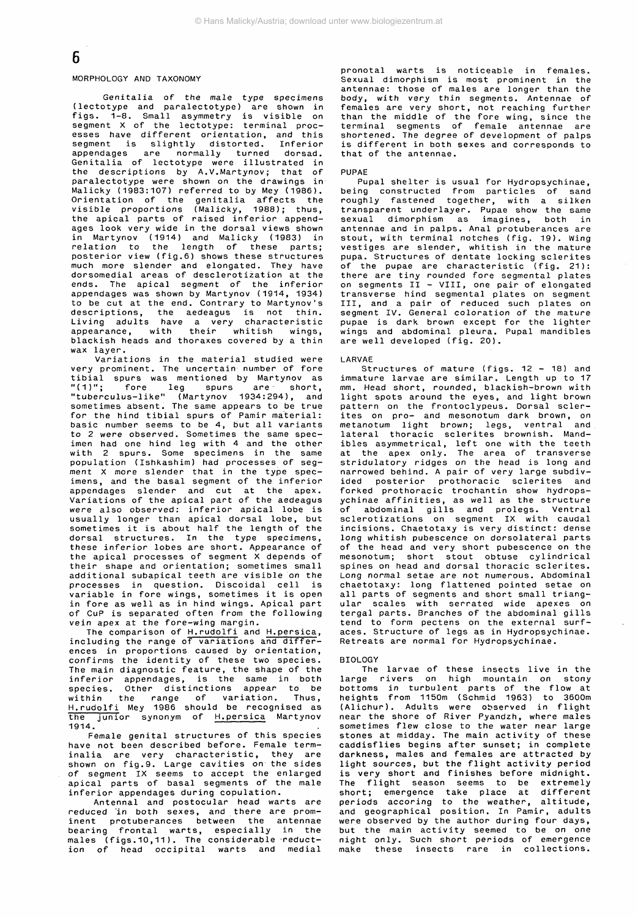## MORPHOLOGY AND TAXONOMY

Genitalia of the male type specimens (lectotype and paralectotype) are shown in figs. 1-8. Small asymmetry is visible on segment X of the lectotype: terminal processes have different orientation, and this segment is slightly distorted. Inferior appendages are normally turned dorsad. Genitalia of lectotype were illustrated in the descriptions by A.V.Martynov; that of paralectotype were shown on the drawings in Malicky (1983:107) referred to by Mey (1986). Orientation of the genitalia affects the visible proportions (Malicky, 1988); thus, the apical parts of raised inferior appendages look very wide in the dorsal views shown in Martynov (1914) and Malicky (1983) in relation to the length of these parts; posterior view (fig.6) shows these structures much more slender and elongated. They have dorsomedial areas of desclerotization at the ends. The apical segment of the inferior appendages was shown by Martynov (1914, 1934) to be cut at the end. Contrary to Martynov's descriptions, the aedeagus is not thin. Living adults have a very characteristic appearance, with their whitish wings, blackish heads and thoraxes covered by a thin wax layer.

Variations in the material studied were very prominent. The uncertain number of fore tibial spurs was mentioned by Martynov as "(1)"; fore leg spurs are short, "tuberculus-like" (Martynov 1934:294), and sometimes absent. The same appears to be true for the hind tibial spurs of Pamir material: basic number seems to be 4, but all variants to 2 were observed. Sometimes the same specimen had one hind leg with 4 and the other with 2 spurs. Some specimens in the same population (Ishkashim) had processes of segment X more slender that in the type specimens, and the basal segment of the inferior appendages slender and cut at the apex. Variations of the apical part of the aedeagus were also observed: inferior apical lobe is usually longer than apical dorsal lobe, but sometimes it is about half the length of the dorsal structures. In the type specimens, these inferior lobes are short. Appearance of the apical processes of segment X depends of their shape and orientation; sometimes small additional subapical teeth are visible on the processes in question. Discoidal cell is variable in fore wings, sometimes it is open in fore as well as in hind wings. Apical part of CuP is separated often from the following vein apex at the fore-wing margin.

The comparison of H.rudolfi and H.persica, including the range of variations and differences in proportions caused by orientation, confirms the identity of these two species. The main diagnostic feature, the shape of the inferior appendages, is the same in both species. Other distinctions appear to be within the range of variation. Thus, H.rudolfi Mey 1986 should be recognised as the junior synonym of H.persica Martynov 1914.

Female genital structures of this species have not been described before. Female terminalia are very characteristic, they are shown on fig.9. Large cavities on the sides of segment IX seems to accept the enlarged apical parts of basal segments of the male inferior appendages during copulation.

Antennal and postocular head warts are reduced in both sexes, and there are prominent protuberances between the antennae bearing frontal warts, especially in the males (figs.10,11). The considerable reduction of head occipital warts and medial pronotal warts is noticeable in females. Sexual dimorphism is most prominent in the antennae: those of males are longer than the body, with very thin segments. Antennae of females are very short, not reaching further than the middle of the fore wing, since the terminal segments of female antennae are shortened. The degree of development of palps is different in both sexes and corresponds to that of the antennae.

## PUPAE

Pupal shelter is usual for Hydropsychinae, being constructed from particles of sand roughly fastened together, with a silken transparent underlayer. Pupae show the same sexual dimorphism as imagines, both in antennae and in palps. Anal protuberances are stout, with terminal notches (fig. 19). Wing vestiges are slender, whitish in the mature pupa. Structures of dentate locking sclerites of the pupae are characteristic (fig. 21): there are tiny rounded fore segmental plates on segments II - VIII, one pair of elongated transverse hind segmental plates on segment III, and a pair of reduced such plates on segment IV. General coloration of the mature pupae is dark brown except for the lighter wings and abdominal pleura. Pupal mandibles are well developed (fig. 20).

## LARVAE

Structures of mature (figs. 12 - 18) and immature larvae are similar. Length up to 17 mm. Head short, rounded, blackish-brown with light spots around the eyes, and light brown pattern on the frontoclypeus. Dorsal sclerites on pro- and mesonotum dark brown, on metanotum light brown; legs, ventral and lateral thoracic sclerites brownish. Mandibles asymmetrical, left one with the teeth at the apex only. The area of transverse stridulatory ridges on the head is long and narrowed behind. A pair of very large subdivided posterior prothoracic sclerites and forked prothoracic trochantin show hydropsychinae affinities, as well as the structure of abdominal gills and prolegs. Ventral sclerotizations on segment IX with caudal incisions. Chaetotaxy is very distinct: dense long whitish pubescence on dorsolateral parts of the head and very short pubescence on the mesonotum; short stout obtuse cylindrical spines on head and dorsal thoracic sclerites. Long normal setae are not numerous. Abdominal chaetotaxy: long flattened pointed setae on all parts of segments and short small triangular scales with serrated wide apexes on tergal parts. Branches of the abdominal gills tend to form pectens on the external surfaces. Structure of legs as in Hydropsychinae. Retreats are normal for Hydropsychinae.

## BIOLOGY

The larvae of these insects live in the large rivers on high mountain on stony bottoms in turbulent parts of the flow at heights from 1150m (Schmid 1963) to 3600m (Alichur). Adults were observed in flight near the shore of River Pyandzh, where males sometimes flew close to the water near large stones at midday. The main activity of these caddisflies begins after sunset; in complete darkness, males and females are attracted by light sources, but the flight activity period is very short and finishes before midnight. The flight season seems to be extremely short; emergence take place at different periods accoring to the weather, altitude, and geographical position. In Pamir, adults were observed by the author during four days, but the main activity seemed to be on one night only. Such short periods of emergence make these insects rare in collections.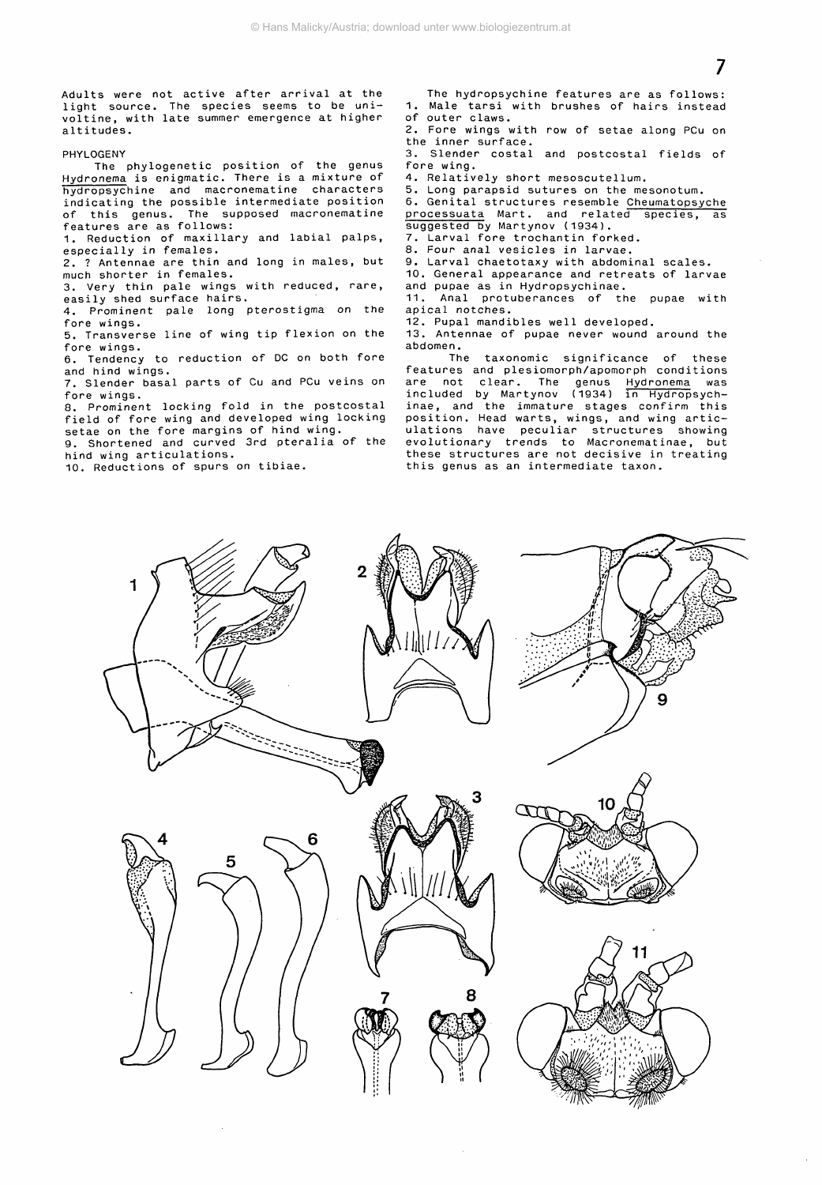Adults were not active after arrival at the light source. The species seems to be univoltine, with late summer emergence at higher altitudes.

PHYLOGENY

The phylogenetic position of the genus Hydronema is enigmatic. There is a mixture of hydropsychine and macronematine characters indicating the possible intermediate position of this genus. The supposed macronematine features are as follows:

1. Reduction of maxillary and labial palps, especially in females.
2. ? Antennae are thin and long in males, but much shorter in females.
3. Very thin pale wings with reduced, rare, easily shed surface hairs.
4. Prominent pale long pterostigma on the fore wings.
5. Transverse line of wing tip flexion on the fore wings.
6. Tendency to reduction of DC on both fore and hind wings.
7. Slender basal parts of Cu and PCu veins on fore wings.
8. Prominent locking fold in the postcostal field of fore wing and developed wing locking setae on the fore margins of hind wing.
9. Shortened and curved 3rd pteralia of the hind wing articulations.
10. Reductions of spurs on tibiae.

The hydropsychine features are as follows:

1. Male tarsi with brushes of hairs instead of outer claws.
2. Fore wings with row of setae along PCu on the inner surface.
3. Slender costal and postcostal fields of fore wing.
4. Relatively short mesoscutellum.
5. Long parapsid sutures on the mesonotum.
6. Genital structures resemble Cheumatopsyche processuata Mart. and related species, as suggested by Martynov (1934).
7. Larval fore trochantin forked.
8. Four anal vesicles in larvae.
9. Larval chaetotaxy with abdominal scales.
10. General appearance and retreats of larvae and pupae as in Hydropsychinae.
11. Anal protuberances of the pupae with apical notches.
12. Pupal mandibles well developed.
13. Antennae of pupae never wound around the abdomen.

The taxonomic significance of these features and plesiomorph/apomorph conditions are not clear. The genus Hydronema was included by Martynov (1934) in Hydropsychinae, and the immature stages confirm this position. Head warts, wings, and wing articulations have peculiar structures showing evolutionary trends to Macronematinae, but these structures are not decisive in treating this genus as an intermediate taxon.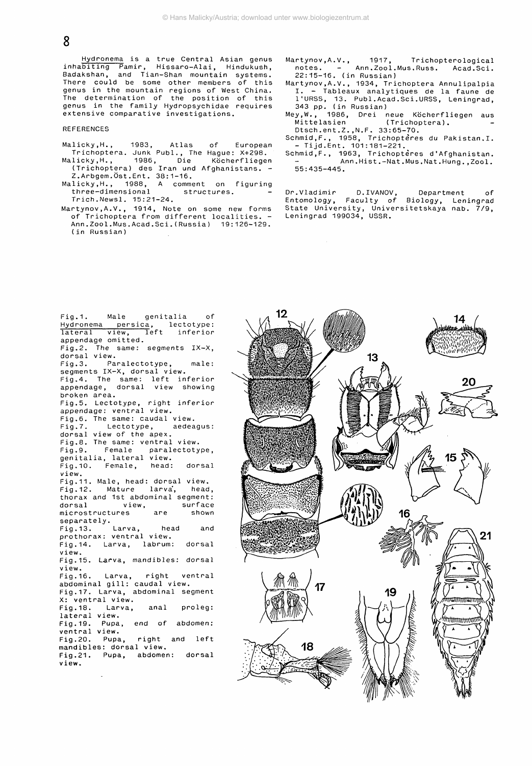*Hydronema* is a true Central Asian genus inhabiting Pamir, Hissaro-Alai, Hindukush, Badakshan, and Tian-Shan mountain systems. There could be some other members of this genus in the mountain regions of West China. The determination of the position of this genus in the family Hydropsychidae requires extensive comparative investigations.

## REFERENCES

Malicky,H., 1983, Atlas of European Trichoptera. Junk Publ., The Hague: X+298.

Malicky,H., 1986, Die Köcherfliegen (Trichoptera) des Iran und Afghanistans. - Z.Arbgem.Öst.Ent. 38:1-16.

Malicky,H., 1988, A comment on figuring three-dimensional structures. - Trich.Newsl. 15:21-24.

Martynov,A.V., 1914, Note on some new forms of Trichoptera from different localities. - Ann.Zool.Mus.Acad.Sci.(Russia) 19:126-129. (in Russian)

Martynov,A.V., 1917, Trichopterological notes. - Ann.Zool.Mus.Russ. Acad.Sci. 22:15-16. (in Russian)

Martynov,A.V., 1934, Trichoptera Annulipalpia I. - Tableaux analytiques de la faune de l'URSS, 13. Publ.Acad.Sci.URSS, Leningrad, 343 pp. (in Russian)

Mey,W., 1986, Drei neue Köcherfliegen aus Mittelasien (Trichoptera). - Dtsch.ent.Z.,N.F. 33:65-70.

Schmid,F., 1958, Trichoptères du Pakistan.I. - Tijd.Ent. 101:181-221.

Schmid,F., 1963, Trichoptères d'Afghanistan. - Ann.Hist.-Nat.Mus.Nat.Hung.,Zool. 55:435-445.

Dr.Vladimir D.IVANOV, Department of Entomology, Faculty of Biology, Leningrad State University, Universitetskaya nab. 7/9, Leningrad 199034, USSR.

Fig.1. Male genitalia of *Hydronema persica*, lectotype: lateral view, left inferior appendage omitted.
Fig.2. The same: segments IX-X, dorsal view.
Fig.3. Paralectotype, male: segments IX-X, dorsal view.
Fig.4. The same: left inferior appendage, dorsal view showing broken area.
Fig.5. Lectotype, right inferior appendage: ventral view.
Fig.6. The same: caudal view.
Fig.7. Lectotype, aedeagus: dorsal view of the apex.
Fig.8. The same: ventral view.
Fig.9. Female paralectotype, genitalia, lateral view.
Fig.10. Female, head: dorsal view.
Fig.11. Male, head: dorsal view.
Fig.12. Mature larva, head, thorax and 1st abdominal segment: dorsal view, surface microstructures are shown separately.
Fig.13. Larva, head and prothorax: ventral view.
Fig.14. Larva, labrum: dorsal view.
Fig.15. Larva, mandibles: dorsal view.
Fig.16. Larva, right ventral abdominal gill: caudal view.
Fig.17. Larva, abdominal segment X: ventral view.
Fig.18. Larva, anal proleg: lateral view.
Fig.19. Pupa, end of abdomen: ventral view.
Fig.20. Pupa, right and left mandibles: dorsal view.
Fig.21. Pupa, abdomen: dorsal view.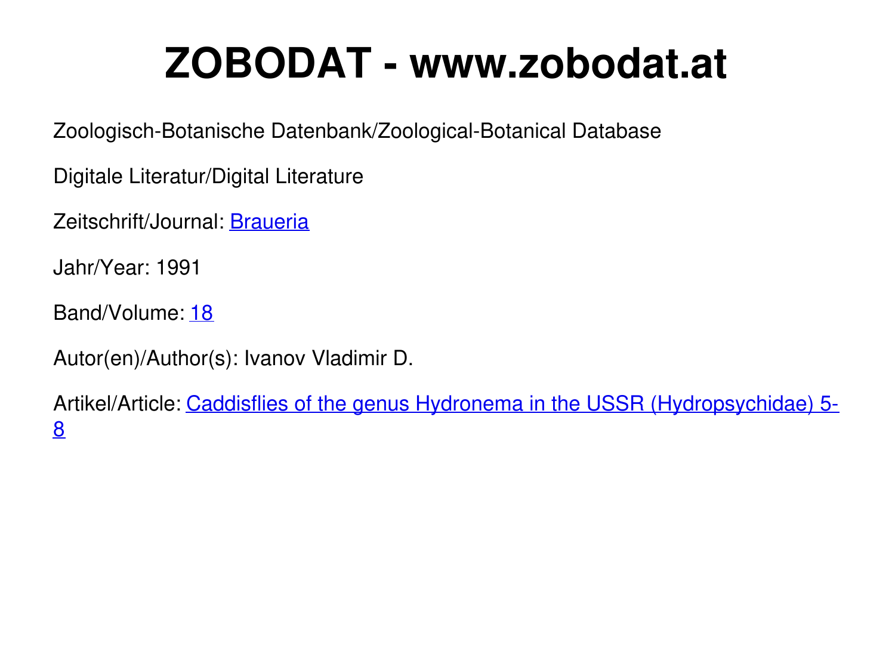# ZOBODAT - www.zobodat.at

Zoologisch-Botanische Datenbank/Zoological-Botanical Database

Digitale Literatur/Digital Literature

Zeitschrift/Journal: Braueria

Jahr/Year: 1991

Band/Volume: 18

Autor(en)/Author(s): Ivanov Vladimir D.

Artikel/Article: Caddisflies of the genus Hydronema in the USSR (Hydropsychidae) 5-8